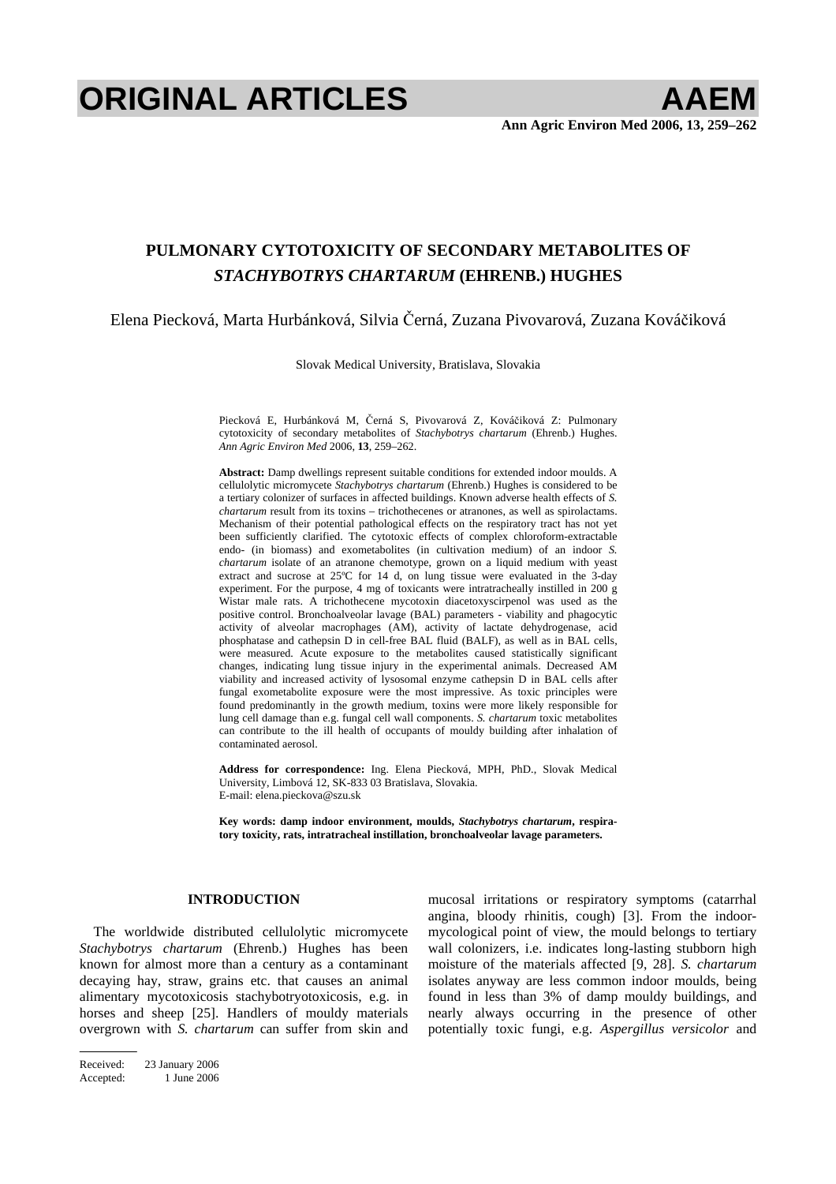# PULMONARY CYTOTOXICITY OF SECONDARY METABOLITES OF *STACHYBOTRYS CHARTARUM* (EHRENB.) HUGHES

Elena Piecková, Marta Hurbánková, Silvia Černá, Zuzana Pivovarová, Zuzana Kováčiková

Slovak Medical University, Bratislava, Slovakia

Piecková E, Hurbánková M, Černá S, Pivovarová Z, Kováčiková Z: Pulmonary cytotoxicity of secondary metabolites of *Stachybotrys chartarum* (Ehrenb.) Hughes. *Ann Agric Environ Med* 2006, **13**, 259–262.

**Abstract:** Damp dwellings represent suitable conditions for extended indoor moulds. A cellulolytic micromycete *Stachybotrys chartarum* (Ehrenb.) Hughes is considered to be a tertiary colonizer of surfaces in affected buildings. Known adverse health effects of *S. chartarum* result from its toxins – trichothecenes or atranones, as well as spirolactams. Mechanism of their potential pathological effects on the respiratory tract has not yet been sufficiently clarified. The cytotoxic effects of complex chloroform-extractable endo- (in biomass) and exometabolites (in cultivation medium) of an indoor *S. chartarum* isolate of an atranone chemotype, grown on a liquid medium with yeast extract and sucrose at 25ºC for 14 d, on lung tissue were evaluated in the 3-day experiment. For the purpose, 4 mg of toxicants were intratracheally instilled in 200 g Wistar male rats. A trichothecene mycotoxin diacetoxyscirpenol was used as the positive control. Bronchoalveolar lavage (BAL) parameters - viability and phagocytic activity of alveolar macrophages (AM), activity of lactate dehydrogenase, acid phosphatase and cathepsin D in cell-free BAL fluid (BALF), as well as in BAL cells, were measured. Acute exposure to the metabolites caused statistically significant changes, indicating lung tissue injury in the experimental animals. Decreased AM viability and increased activity of lysosomal enzyme cathepsin D in BAL cells after fungal exometabolite exposure were the most impressive. As toxic principles were found predominantly in the growth medium, toxins were more likely responsible for lung cell damage than e.g. fungal cell wall components. *S. chartarum* toxic metabolites can contribute to the ill health of occupants of mouldy building after inhalation of contaminated aerosol.

**Address for correspondence:** Ing. Elena Piecková, MPH, PhD., Slovak Medical University, Limbová 12, SK-833 03 Bratislava, Slovakia.
E-mail: elena.pieckova@szu.sk

**Key words: damp indoor environment, moulds, *Stachybotrys chartarum*, respiratory toxicity, rats, intratracheal instillation, bronchoalveolar lavage parameters.**

## INTRODUCTION

The worldwide distributed cellulolytic micromycete *Stachybotrys chartarum* (Ehrenb.) Hughes has been known for almost more than a century as a contaminant decaying hay, straw, grains etc. that causes an animal alimentary mycotoxicosis stachybotryotoxicosis, e.g. in horses and sheep [25]. Handlers of mouldy materials overgrown with *S. chartarum* can suffer from skin and mucosal irritations or respiratory symptoms (catarrhal angina, bloody rhinitis, cough) [3]. From the indoor-mycological point of view, the mould belongs to tertiary wall colonizers, i.e. indicates long-lasting stubborn high moisture of the materials affected [9, 28]. *S. chartarum* isolates anyway are less common indoor moulds, being found in less than 3% of damp mouldy buildings, and nearly always occurring in the presence of other potentially toxic fungi, e.g. *Aspergillus versicolor* and

Received: 23 January 2006
Accepted: 1 June 2006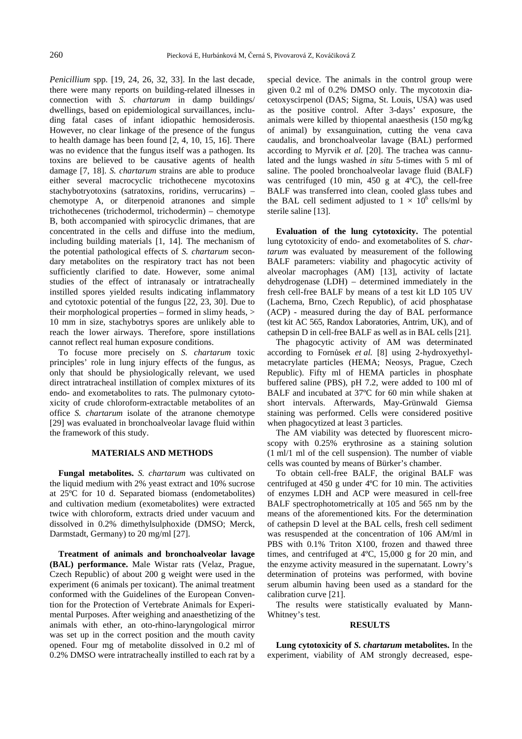*Penicillium* spp. [19, 24, 26, 32, 33]. In the last decade, there were many reports on building-related illnesses in connection with *S. chartarum* in damp buildings/ dwellings, based on epidemiological survaillances, including fatal cases of infant idiopathic hemosiderosis. However, no clear linkage of the presence of the fungus to health damage has been found [2, 4, 10, 15, 16]. There was no evidence that the fungus itself was a pathogen. Its toxins are believed to be causative agents of health damage [7, 18]. *S. chartarum* strains are able to produce either several macrocyclic trichothecene mycotoxins stachybotryotoxins (satratoxins, roridins, verrucarins) – chemotype A, or diterpenoid atranones and simple trichothecenes (trichodermol, trichodermin) – chemotype B, both accompanied with spirocyclic drimanes, that are concentrated in the cells and diffuse into the medium, including building materials [1, 14]. The mechanism of the potential pathological effects of *S. chartarum* secondary metabolites on the respiratory tract has not been sufficiently clarified to date. However, some animal studies of the effect of intranasaly or intratracheally instilled spores yielded results indicating inflammatory and cytotoxic potential of the fungus [22, 23, 30]. Due to their morphological properties – formed in slimy heads, > 10 mm in size, stachybotrys spores are unlikely able to reach the lower airways. Therefore, spore instillations cannot reflect real human exposure conditions.

To focuse more precisely on *S. chartarum* toxic principles' role in lung injury effects of the fungus, as only that should be physiologically relevant, we used direct intratracheal instillation of complex mixtures of its endo- and exometabolites to rats. The pulmonary cytotoxicity of crude chloroform-extractable metabolites of an office *S. chartarum* isolate of the atranone chemotype [29] was evaluated in bronchoalveolar lavage fluid within the framework of this study.

## MATERIALS AND METHODS

**Fungal metabolites.** *S. chartarum* was cultivated on the liquid medium with 2% yeast extract and 10% sucrose at 25ºC for 10 d. Separated biomass (endometabolites) and cultivation medium (exometabolites) were extracted twice with chloroform, extracts dried under vacuum and dissolved in 0.2% dimethylsulphoxide (DMSO; Merck, Darmstadt, Germany) to 20 mg/ml [27].

**Treatment of animals and bronchoalveolar lavage (BAL) performance.** Male Wistar rats (Velaz, Prague, Czech Republic) of about 200 g weight were used in the experiment (6 animals per toxicant). The animal treatment conformed with the Guidelines of the European Convention for the Protection of Vertebrate Animals for Experimental Purposes. After weighing and anaesthetizing of the animals with ether, an oto-rhino-laryngological mirror was set up in the correct position and the mouth cavity opened. Four mg of metabolite dissolved in 0.2 ml of 0.2% DMSO were intratracheally instilled to each rat by a special device. The animals in the control group were given 0.2 ml of 0.2% DMSO only. The mycotoxin diacetoxyscirpenol (DAS; Sigma, St. Louis, USA) was used as the positive control. After 3-days' exposure, the animals were killed by thiopental anaesthesis (150 mg/kg of animal) by exsanguination, cutting the vena cava caudalis, and bronchoalveolar lavage (BAL) performed according to Myrvik *et al.* [20]. The trachea was cannulated and the lungs washed *in situ* 5-times with 5 ml of saline. The pooled bronchoalveolar lavage fluid (BALF) was centrifuged (10 min, 450 g at 4ºC), the cell-free BALF was transferred into clean, cooled glass tubes and the BAL cell sediment adjusted to $1 \times 10^6$ cells/ml by sterile saline [13].

**Evaluation of the lung cytotoxicity.** The potential lung cytotoxicity of endo- and exometabolites of *S. chartarum* was evaluated by measurement of the following BALF parameters: viability and phagocytic activity of alveolar macrophages (AM) [13], activity of lactate dehydrogenase (LDH) – determined immediately in the fresh cell-free BALF by means of a test kit LD 105 UV (Lachema, Brno, Czech Republic), of acid phosphatase (ACP) - measured during the day of BAL performance (test kit AC 565, Randox Laboratories, Antrim, UK), and of cathepsin D in cell-free BALF as well as in BAL cells [21].

The phagocytic activity of AM was determinated according to Fornůsek *et al.* [8] using 2-hydroxyethylmetacrylate particles (HEMA; Neosys, Prague, Czech Republic). Fifty ml of HEMA particles in phosphate buffered saline (PBS), pH 7.2, were added to 100 ml of BALF and incubated at 37ºC for 60 min while shaken at short intervals. Afterwards, May-Grünwald Giemsa staining was performed. Cells were considered positive when phagocytized at least 3 particles.

The AM viability was detected by fluorescent microscopy with 0.25% erythrosine as a staining solution (1 ml/1 ml of the cell suspension). The number of viable cells was counted by means of Bürker's chamber.

To obtain cell-free BALF, the original BALF was centrifuged at 450 g under 4ºC for 10 min. The activities of enzymes LDH and ACP were measured in cell-free BALF spectrophotometrically at 105 and 565 nm by the means of the aforementioned kits. For the determination of cathepsin D level at the BAL cells, fresh cell sediment was resuspended at the concentration of 106 AM/ml in PBS with 0.1% Triton X100, frozen and thawed three times, and centrifuged at 4ºC, 15,000 g for 20 min, and the enzyme activity measured in the supernatant. Lowry's determination of proteins was performed, with bovine serum albumin having been used as a standard for the calibration curve [21].

The results were statistically evaluated by Mann-Whitney's test.

## RESULTS

**Lung cytotoxicity of *S. chartarum* metabolites.** In the experiment, viability of AM strongly decreased, espe-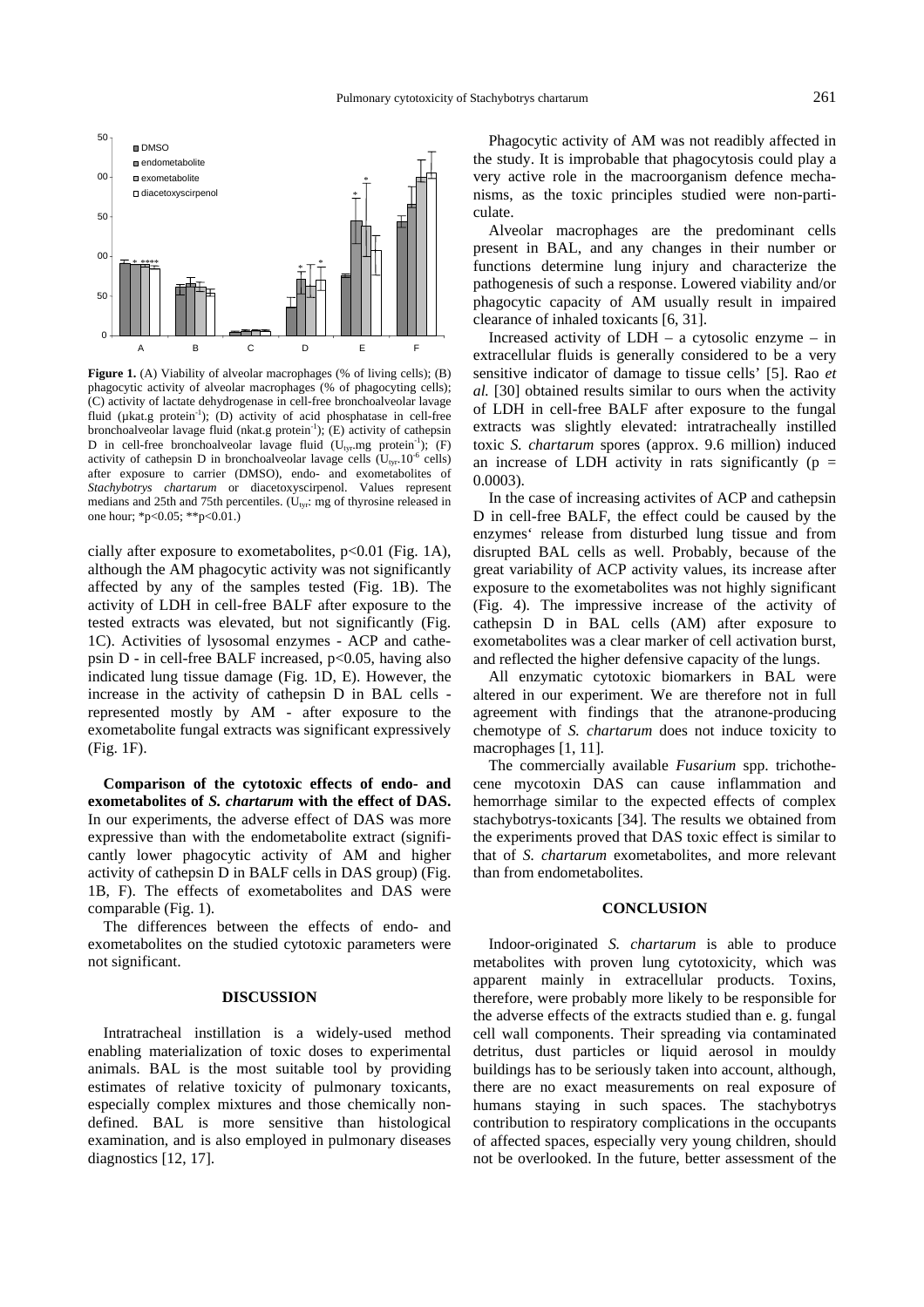**Figure 1.** (A) Viability of alveolar macrophages (% of living cells); (B) phagocytic activity of alveolar macrophages (% of phagocyting cells); (C) activity of lactate dehydrogenase in cell-free bronchoalveolar lavage fluid (µkat.g protein$^{-1}$); (D) activity of acid phosphatase in cell-free bronchoalveolar lavage fluid (nkat.g protein$^{-1}$); (E) activity of cathepsin D in cell-free bronchoalveolar lavage fluid ($U_{tyr}$.mg protein$^{-1}$); (F) activity of cathepsin D in bronchoalveolar lavage cells ($U_{tyr}$.$10^{-6}$ cells) after exposure to carrier (DMSO), endo- and exometabolites of *Stachybotrys chartarum* or diacetoxyscirpenol. Values represent medians and 25th and 75th percentiles. ($U_{tyr}$: mg of thyrosine released in one hour; *p<0.05; **p<0.01.)

cially after exposure to exometabolites, p<0.01 (Fig. 1A), although the AM phagocytic activity was not significantly affected by any of the samples tested (Fig. 1B). The activity of LDH in cell-free BALF after exposure to the tested extracts was elevated, but not significantly (Fig. 1C). Activities of lysosomal enzymes - ACP and cathepsin D - in cell-free BALF increased, p<0.05, having also indicated lung tissue damage (Fig. 1D, E). However, the increase in the activity of cathepsin D in BAL cells - represented mostly by AM - after exposure to the exometabolite fungal extracts was significant expressively (Fig. 1F).

**Comparison of the cytotoxic effects of endo- and exometabolites of *S. chartarum* with the effect of DAS.** In our experiments, the adverse effect of DAS was more expressive than with the endometabolite extract (significantly lower phagocytic activity of AM and higher activity of cathepsin D in BALF cells in DAS group) (Fig. 1B, F). The effects of exometabolites and DAS were comparable (Fig. 1).

The differences between the effects of endo- and exometabolites on the studied cytotoxic parameters were not significant.

## DISCUSSION

Intratracheal instillation is a widely-used method enabling materialization of toxic doses to experimental animals. BAL is the most suitable tool by providing estimates of relative toxicity of pulmonary toxicants, especially complex mixtures and those chemically non-defined. BAL is more sensitive than histological examination, and is also employed in pulmonary diseases diagnostics [12, 17].

Phagocytic activity of AM was not readibly affected in the study. It is improbable that phagocytosis could play a very active role in the macroorganism defence mechanisms, as the toxic principles studied were non-particulate.

Alveolar macrophages are the predominant cells present in BAL, and any changes in their number or functions determine lung injury and characterize the pathogenesis of such a response. Lowered viability and/or phagocytic capacity of AM usually result in impaired clearance of inhaled toxicants [6, 31].

Increased activity of LDH – a cytosolic enzyme – in extracellular fluids is generally considered to be a very sensitive indicator of damage to tissue cells' [5]. Rao *et al.* [30] obtained results similar to ours when the activity of LDH in cell-free BALF after exposure to the fungal extracts was slightly elevated: intratracheally instilled toxic *S. chartarum* spores (approx. 9.6 million) induced an increase of LDH activity in rats significantly (p = 0.0003).

In the case of increasing activites of ACP and cathepsin D in cell-free BALF, the effect could be caused by the enzymes' release from disturbed lung tissue and from disrupted BAL cells as well. Probably, because of the great variability of ACP activity values, its increase after exposure to the exometabolites was not highly significant (Fig. 4). The impressive increase of the activity of cathepsin D in BAL cells (AM) after exposure to exometabolites was a clear marker of cell activation burst, and reflected the higher defensive capacity of the lungs.

All enzymatic cytotoxic biomarkers in BAL were altered in our experiment. We are therefore not in full agreement with findings that the atranone-producing chemotype of *S. chartarum* does not induce toxicity to macrophages [1, 11].

The commercially available *Fusarium* spp. trichothecene mycotoxin DAS can cause inflammation and hemorrhage similar to the expected effects of complex stachybotrys-toxicants [34]. The results we obtained from the experiments proved that DAS toxic effect is similar to that of *S. chartarum* exometabolites, and more relevant than from endometabolites.

## CONCLUSION

Indoor-originated *S. chartarum* is able to produce metabolites with proven lung cytotoxicity, which was apparent mainly in extracellular products. Toxins, therefore, were probably more likely to be responsible for the adverse effects of the extracts studied than e. g. fungal cell wall components. Their spreading via contaminated detritus, dust particles or liquid aerosol in mouldy buildings has to be seriously taken into account, although, there are no exact measurements on real exposure of humans staying in such spaces. The stachybotrys contribution to respiratory complications in the occupants of affected spaces, especially very young children, should not be overlooked. In the future, better assessment of the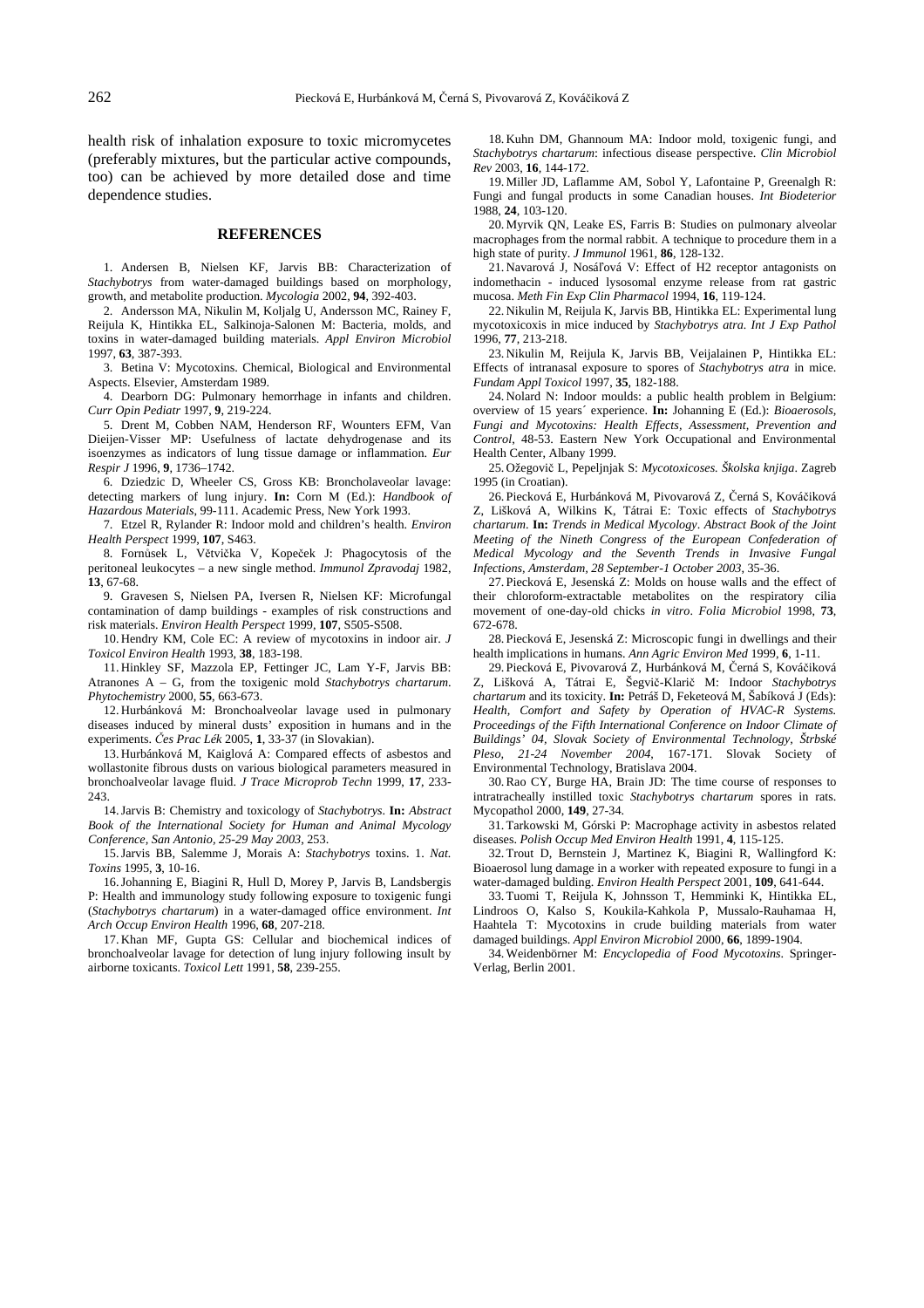health risk of inhalation exposure to toxic micromycetes (preferably mixtures, but the particular active compounds, too) can be achieved by more detailed dose and time dependence studies.

## REFERENCES

1. Andersen B, Nielsen KF, Jarvis BB: Characterization of *Stachybotrys* from water-damaged buildings based on morphology, growth, and metabolite production. *Mycologia* 2002, **94**, 392-403.

2. Andersson MA, Nikulin M, Koljalg U, Andersson MC, Rainey F, Reijula K, Hintikka EL, Salkinoja-Salonen M: Bacteria, molds, and toxins in water-damaged building materials. *Appl Environ Microbiol* 1997, **63**, 387-393.

3. Betina V: Mycotoxins. Chemical, Biological and Environmental Aspects. Elsevier, Amsterdam 1989.

4. Dearborn DG: Pulmonary hemorrhage in infants and children. *Curr Opin Pediatr* 1997, **9**, 219-224.

5. Drent M, Cobben NAM, Henderson RF, Wounters EFM, Van Dieijen-Visser MP: Usefulness of lactate dehydrogenase and its isoenzymes as indicators of lung tissue damage or inflammation. *Eur Respir J* 1996, **9**, 1736–1742.

6. Dziedzic D, Wheeler CS, Gross KB: Broncholaveolar lavage: detecting markers of lung injury. **In:** Corn M (Ed.): *Handbook of Hazardous Materials*, 99-111. Academic Press, New York 1993.

7. Etzel R, Rylander R: Indoor mold and children's health. *Environ Health Perspect* 1999, **107**, S463.

8. Fornůsek L, Větvička V, Kopeček J: Phagocytosis of the peritoneal leukocytes – a new single method. *Immunol Zpravodaj* 1982, **13**, 67-68.

9. Gravesen S, Nielsen PA, Iversen R, Nielsen KF: Microfungal contamination of damp buildings - examples of risk constructions and risk materials. *Environ Health Perspect* 1999, **107**, S505-S508.

10. Hendry KM, Cole EC: A review of mycotoxins in indoor air. *J Toxicol Environ Health* 1993, **38**, 183-198.

11. Hinkley SF, Mazzola EP, Fettinger JC, Lam Y-F, Jarvis BB: Atranones A – G, from the toxigenic mold *Stachybotrys chartarum*. *Phytochemistry* 2000, **55**, 663-673.

12. Hurbánková M: Bronchoalveolar lavage used in pulmonary diseases induced by mineral dusts' exposition in humans and in the experiments. *Čes Prac Lék* 2005, **1**, 33-37 (in Slovakian).

13. Hurbánková M, Kaiglová A: Compared effects of asbestos and wollastonite fibrous dusts on various biological parameters measured in bronchoalveolar lavage fluid. *J Trace Microprob Techn* 1999, **17**, 233-243.

14. Jarvis B: Chemistry and toxicology of *Stachybotrys*. **In:** *Abstract Book of the International Society for Human and Animal Mycology Conference, San Antonio, 25-29 May 2003*, 253.

15. Jarvis BB, Salemme J, Morais A: *Stachybotrys* toxins. 1. *Nat. Toxins* 1995, **3**, 10-16.

16. Johanning E, Biagini R, Hull D, Morey P, Jarvis B, Landsbergis P: Health and immunology study following exposure to toxigenic fungi (*Stachybotrys chartarum*) in a water-damaged office environment. *Int Arch Occup Environ Health* 1996, **68**, 207-218.

17. Khan MF, Gupta GS: Cellular and biochemical indices of bronchoalveolar lavage for detection of lung injury following insult by airborne toxicants. *Toxicol Lett* 1991, **58**, 239-255.

18. Kuhn DM, Ghannoum MA: Indoor mold, toxigenic fungi, and *Stachybotrys chartarum*: infectious disease perspective. *Clin Microbiol Rev* 2003, **16**, 144-172.

19. Miller JD, Laflamme AM, Sobol Y, Lafontaine P, Greenalgh R: Fungi and fungal products in some Canadian houses. *Int Biodeterior* 1988, **24**, 103-120.

20. Myrvik QN, Leake ES, Farris B: Studies on pulmonary alveolar macrophages from the normal rabbit. A technique to procedure them in a high state of purity. *J Immunol* 1961, **86**, 128-132.

21. Navarová J, Nosáľová V: Effect of H2 receptor antagonists on indomethacin - induced lysosomal enzyme release from rat gastric mucosa. *Meth Fin Exp Clin Pharmacol* 1994, **16**, 119-124.

22. Nikulin M, Reijula K, Jarvis BB, Hintikka EL: Experimental lung mycotoxicosis in mice induced by *Stachybotrys atra*. *Int J Exp Pathol* 1996, **77**, 213-218.

23. Nikulin M, Reijula K, Jarvis BB, Veijalainen P, Hintikka EL: Effects of intranasal exposure to spores of *Stachybotrys atra* in mice. *Fundam Appl Toxicol* 1997, **35**, 182-188.

24. Nolard N: Indoor moulds: a public health problem in Belgium: overview of 15 years´ experience. **In:** Johanning E (Ed.): *Bioaerosols, Fungi and Mycotoxins: Health Effects, Assessment, Prevention and Control*, 48-53. Eastern New York Occupational and Environmental Health Center, Albany 1999.

25. Ožegovič L, Pepeljnjak S: *Mycotoxicoses. Školska knjiga*. Zagreb 1995 (in Croatian).

26. Piecková E, Hurbánková M, Pivovarová Z, Černá S, Kováčiková Z, Lišková A, Wilkins K, Tátrai E: Toxic effects of *Stachybotrys chartarum*. **In:** *Trends in Medical Mycology*. *Abstract Book of the Joint Meeting of the Nineth Congress of the European Confederation of Medical Mycology and the Seventh Trends in Invasive Fungal Infections, Amsterdam, 28 September-1 October 2003*, 35-36.

27. Piecková E, Jesenská Z: Molds on house walls and the effect of their chloroform-extractable metabolites on the respiratory cilia movement of one-day-old chicks *in vitro*. *Folia Microbiol* 1998, **73**, 672-678.

28. Piecková E, Jesenská Z: Microscopic fungi in dwellings and their health implications in humans. *Ann Agric Environ Med* 1999, **6**, 1-11.

29. Piecková E, Pivovarová Z, Hurbánková M, Černá S, Kováčiková Z, Lišková A, Tátrai E, Šegvič-Klarič M: Indoor *Stachybotrys chartarum* and its toxicity. **In:** Petráš D, Feketeová M, Šabíková J (Eds): *Health, Comfort and Safety by Operation of HVAC-R Systems. Proceedings of the Fifth International Conference on Indoor Climate of Buildings' 04, Slovak Society of Environmental Technology, Štrbské Pleso, 21-24 November 2004*, 167-171. Slovak Society of Environmental Technology, Bratislava 2004.

30. Rao CY, Burge HA, Brain JD: The time course of responses to intratracheally instilled toxic *Stachybotrys chartarum* spores in rats. Mycopathol 2000, **149**, 27-34.

31. Tarkowski M, Górski P: Macrophage activity in asbestos related diseases. *Polish Occup Med Environ Health* 1991, **4**, 115-125.

32. Trout D, Bernstein J, Martinez K, Biagini R, Wallingford K: Bioaerosol lung damage in a worker with repeated exposure to fungi in a water-damaged bulding. *Environ Health Perspect* 2001, **109**, 641-644.

33. Tuomi T, Reijula K, Johnsson T, Hemminki K, Hintikka EL, Lindroos O, Kalso S, Koukila-Kahkola P, Mussalo-Rauhamaa H, Haahtela T: Mycotoxins in crude building materials from water damaged buildings. *Appl Environ Microbiol* 2000, **66**, 1899-1904.

34. Weidenbörner M: *Encyclopedia of Food Mycotoxins*. Springer-Verlag, Berlin 2001.